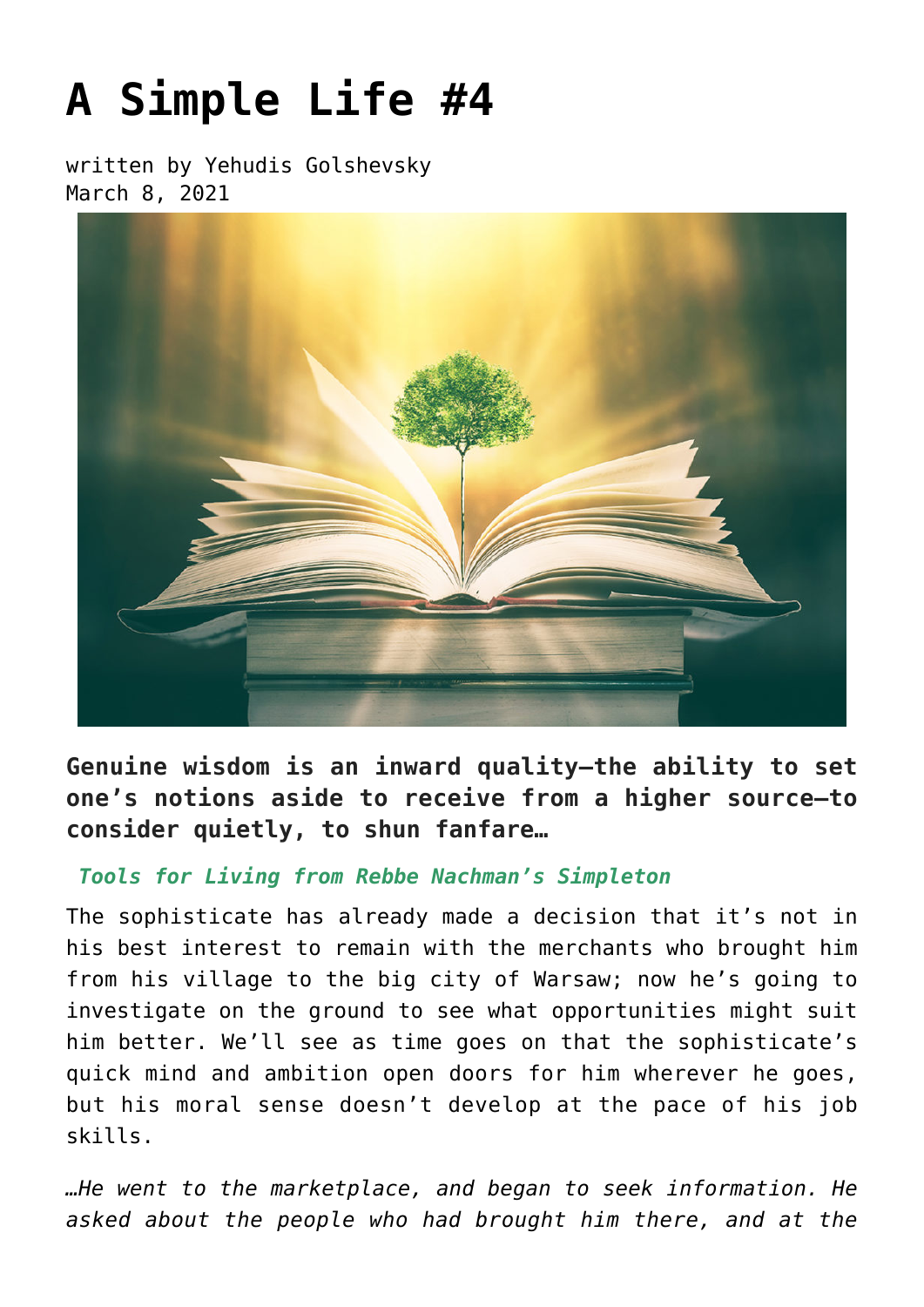# A Simple Life #4

written by Yehudis Golshevsky
March 8, 2021

**Genuine wisdom is an inward quality—the ability to set one's notions aside to receive from a higher source—to consider quietly, to shun fanfare…**

***Tools for Living from Rebbe Nachman's Simpleton***

The sophisticate has already made a decision that it's not in his best interest to remain with the merchants who brought him from his village to the big city of Warsaw; now he's going to investigate on the ground to see what opportunities might suit him better. We'll see as time goes on that the sophisticate's quick mind and ambition open doors for him wherever he goes, but his moral sense doesn't develop at the pace of his job skills.

*…He went to the marketplace, and began to seek information. He asked about the people who had brought him there, and at the*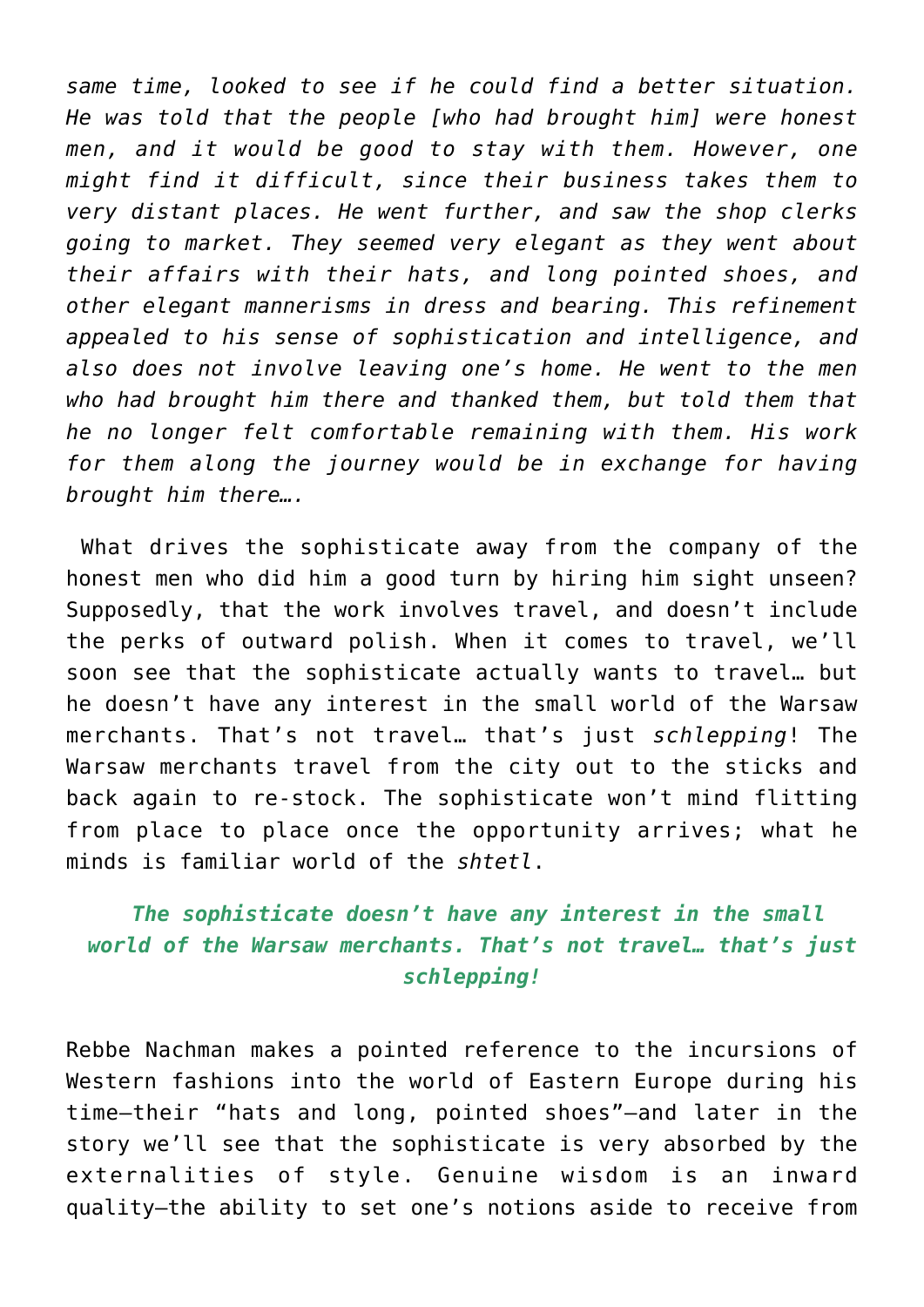*same time, looked to see if he could find a better situation. He was told that the people [who had brought him] were honest men, and it would be good to stay with them. However, one might find it difficult, since their business takes them to very distant places. He went further, and saw the shop clerks going to market. They seemed very elegant as they went about their affairs with their hats, and long pointed shoes, and other elegant mannerisms in dress and bearing. This refinement appealed to his sense of sophistication and intelligence, and also does not involve leaving one's home. He went to the men who had brought him there and thanked them, but told them that he no longer felt comfortable remaining with them. His work for them along the journey would be in exchange for having brought him there….*

What drives the sophisticate away from the company of the honest men who did him a good turn by hiring him sight unseen? Supposedly, that the work involves travel, and doesn't include the perks of outward polish. When it comes to travel, we'll soon see that the sophisticate actually wants to travel… but he doesn't have any interest in the small world of the Warsaw merchants. That's not travel… that's just *schlepping*! The Warsaw merchants travel from the city out to the sticks and back again to re-stock. The sophisticate won't mind flitting from place to place once the opportunity arrives; what he minds is familiar world of the *shtetl*.

***The sophisticate doesn't have any interest in the small world of the Warsaw merchants. That's not travel… that's just schlepping!***

Rebbe Nachman makes a pointed reference to the incursions of Western fashions into the world of Eastern Europe during his time—their "hats and long, pointed shoes"—and later in the story we'll see that the sophisticate is very absorbed by the externalities of style. Genuine wisdom is an inward quality—the ability to set one's notions aside to receive from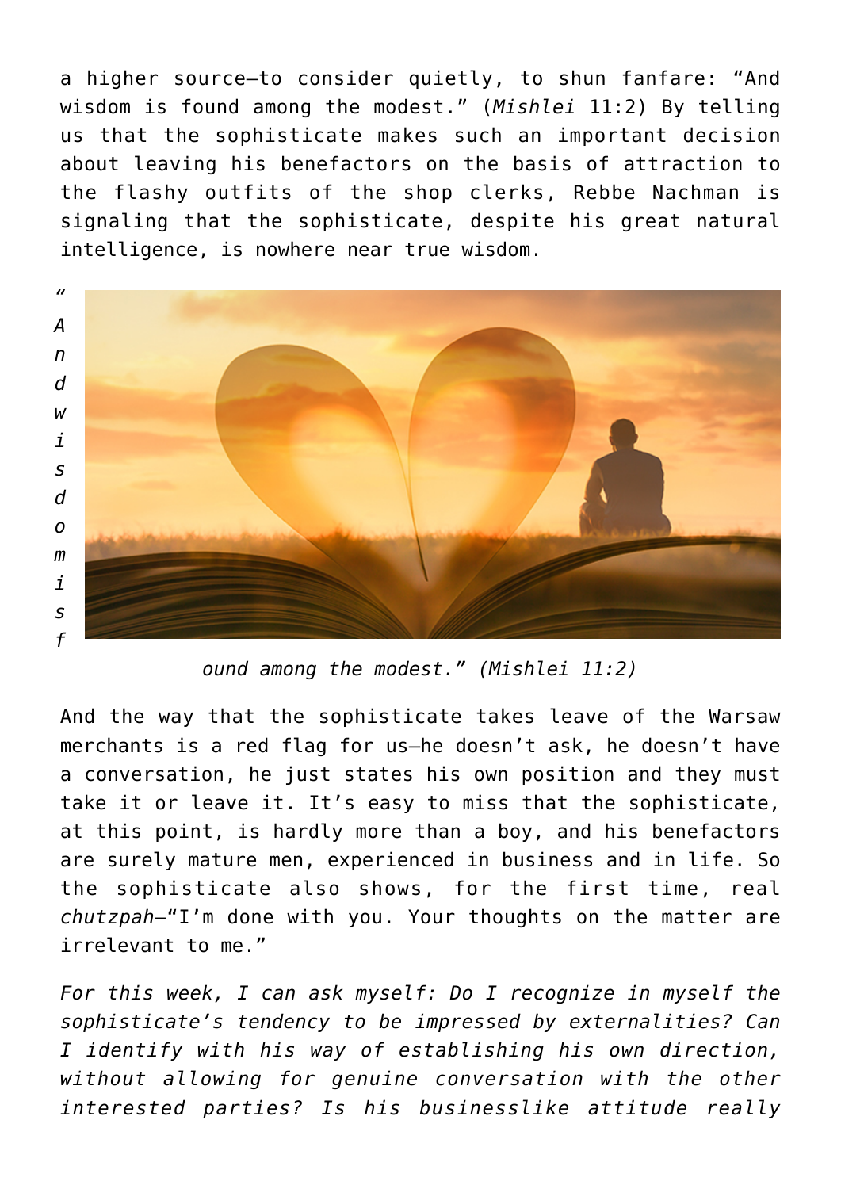a higher source—to consider quietly, to shun fanfare: "And wisdom is found among the modest." (*Mishlei* 11:2) By telling us that the sophisticate makes such an important decision about leaving his benefactors on the basis of attraction to the flashy outfits of the shop clerks, Rebbe Nachman is signaling that the sophisticate, despite his great natural intelligence, is nowhere near true wisdom.

*"And wisdom is found among the modest." (Mishlei 11:2)*

And the way that the sophisticate takes leave of the Warsaw merchants is a red flag for us—he doesn't ask, he doesn't have a conversation, he just states his own position and they must take it or leave it. It's easy to miss that the sophisticate, at this point, is hardly more than a boy, and his benefactors are surely mature men, experienced in business and in life. So the sophisticate also shows, for the first time, real *chutzpah*—"I'm done with you. Your thoughts on the matter are irrelevant to me."

*For this week, I can ask myself: Do I recognize in myself the sophisticate's tendency to be impressed by externalities? Can I identify with his way of establishing his own direction, without allowing for genuine conversation with the other interested parties? Is his businesslike attitude really*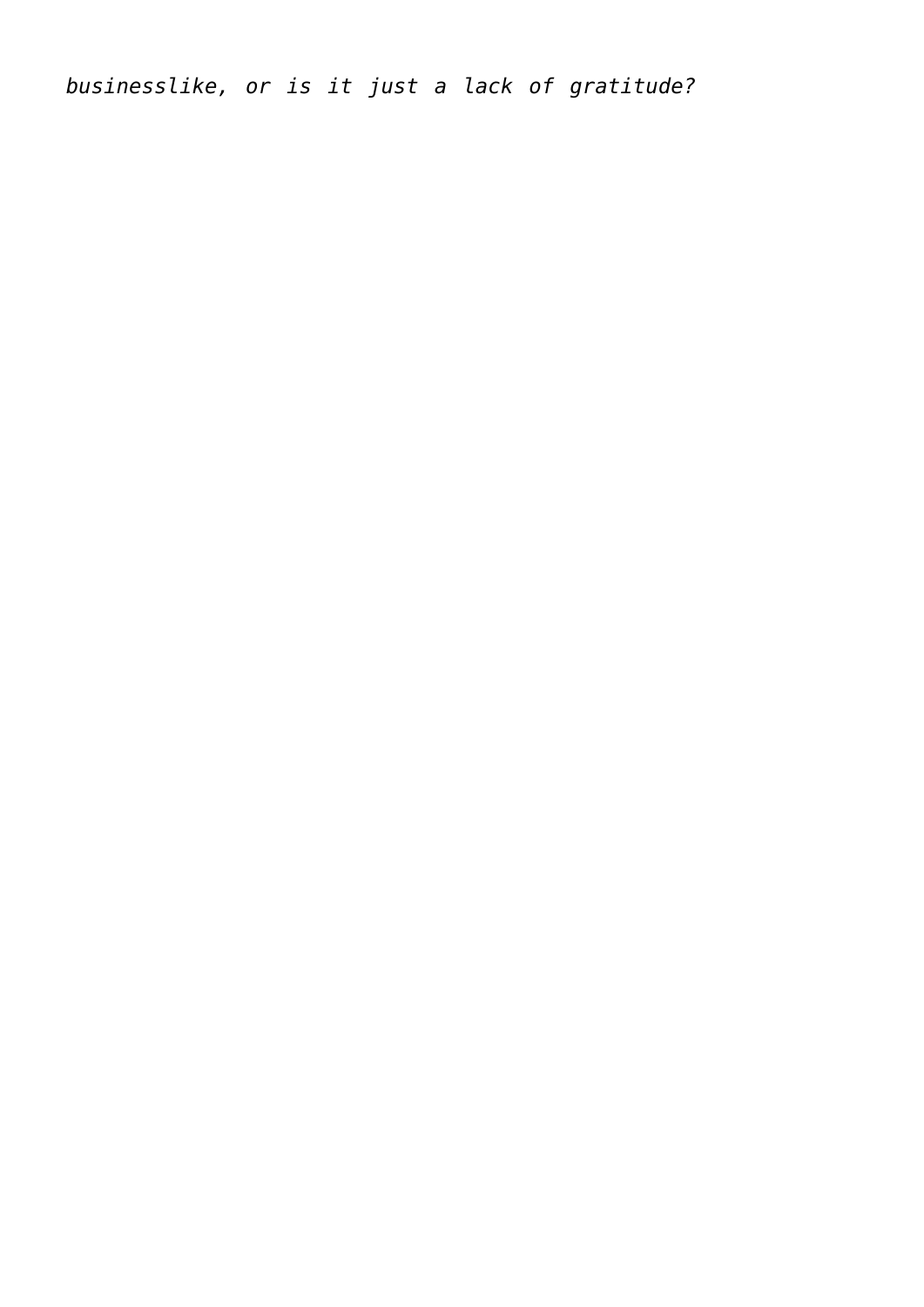*businesslike, or is it just a lack of gratitude?*